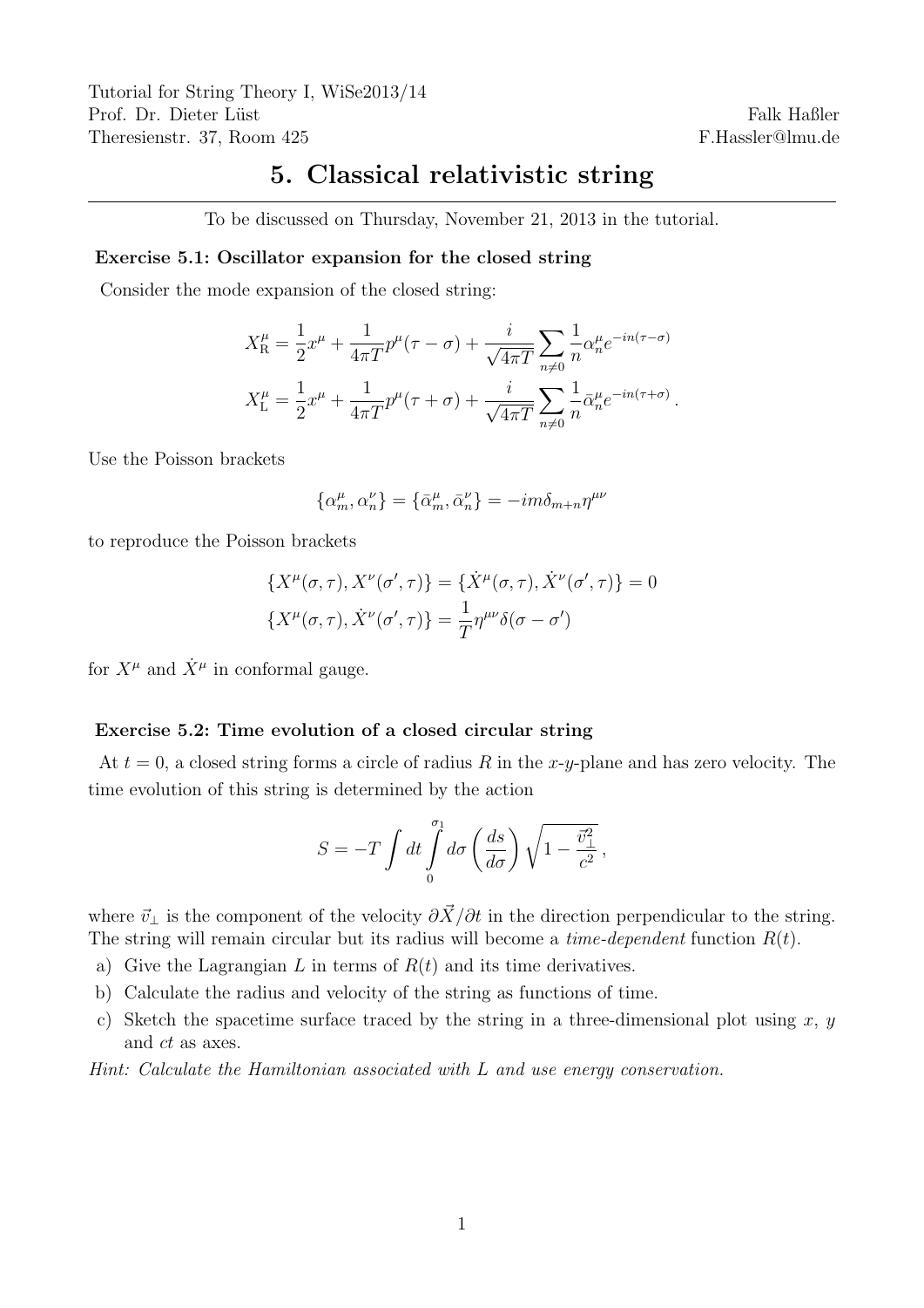Tutorial for String Theory I, WiSe2013/14
Prof. Dr. Dieter Lüst
Theresienstr. 37, Room 425

Falk Haßler
F.Hassler@lmu.de

# 5. Classical relativistic string

To be discussed on Thursday, November 21, 2013 in the tutorial.

### Exercise 5.1: Oscillator expansion for the closed string

Consider the mode expansion of the closed string:

$$X^\mu_\mathrm{R} = \frac{1}{2}x^\mu + \frac{1}{4\pi T}p^\mu(\tau - \sigma) + \frac{i}{\sqrt{4\pi T}}\sum_{n\neq 0}\frac{1}{n}\alpha^\mu_n e^{-in(\tau-\sigma)}$$

$$X^\mu_\mathrm{L} = \frac{1}{2}x^\mu + \frac{1}{4\pi T}p^\mu(\tau + \sigma) + \frac{i}{\sqrt{4\pi T}}\sum_{n\neq 0}\frac{1}{n}\bar{\alpha}^\mu_n e^{-in(\tau+\sigma)}\,.$$

Use the Poisson brackets

$$\{\alpha^\mu_m, \alpha^\nu_n\} = \{\bar{\alpha}^\mu_m, \bar{\alpha}^\nu_n\} = -im\delta_{m+n}\eta^{\mu\nu}$$

to reproduce the Poisson brackets

$$\{X^\mu(\sigma,\tau), X^\nu(\sigma',\tau)\} = \{\dot{X}^\mu(\sigma,\tau), \dot{X}^\nu(\sigma',\tau)\} = 0$$

$$\{X^\mu(\sigma,\tau), \dot{X}^\nu(\sigma',\tau)\} = \frac{1}{T}\eta^{\mu\nu}\delta(\sigma - \sigma')$$

for $X^\mu$ and $\dot{X}^\mu$ in conformal gauge.

### Exercise 5.2: Time evolution of a closed circular string

At $t = 0$, a closed string forms a circle of radius $R$ in the $x$-$y$-plane and has zero velocity. The time evolution of this string is determined by the action

$$S = -T\int dt \int_0^{\sigma_1} d\sigma \left(\frac{ds}{d\sigma}\right)\sqrt{1 - \frac{\vec{v}_\perp^2}{c^2}}\,,$$

where $\vec{v}_\perp$ is the component of the velocity $\partial\vec{X}/\partial t$ in the direction perpendicular to the string. The string will remain circular but its radius will become a *time-dependent* function $R(t)$.

a) Give the Lagrangian $L$ in terms of $R(t)$ and its time derivatives.

b) Calculate the radius and velocity of the string as functions of time.

c) Sketch the spacetime surface traced by the string in a three-dimensional plot using $x$, $y$ and $ct$ as axes.

*Hint: Calculate the Hamiltonian associated with $L$ and use energy conservation.*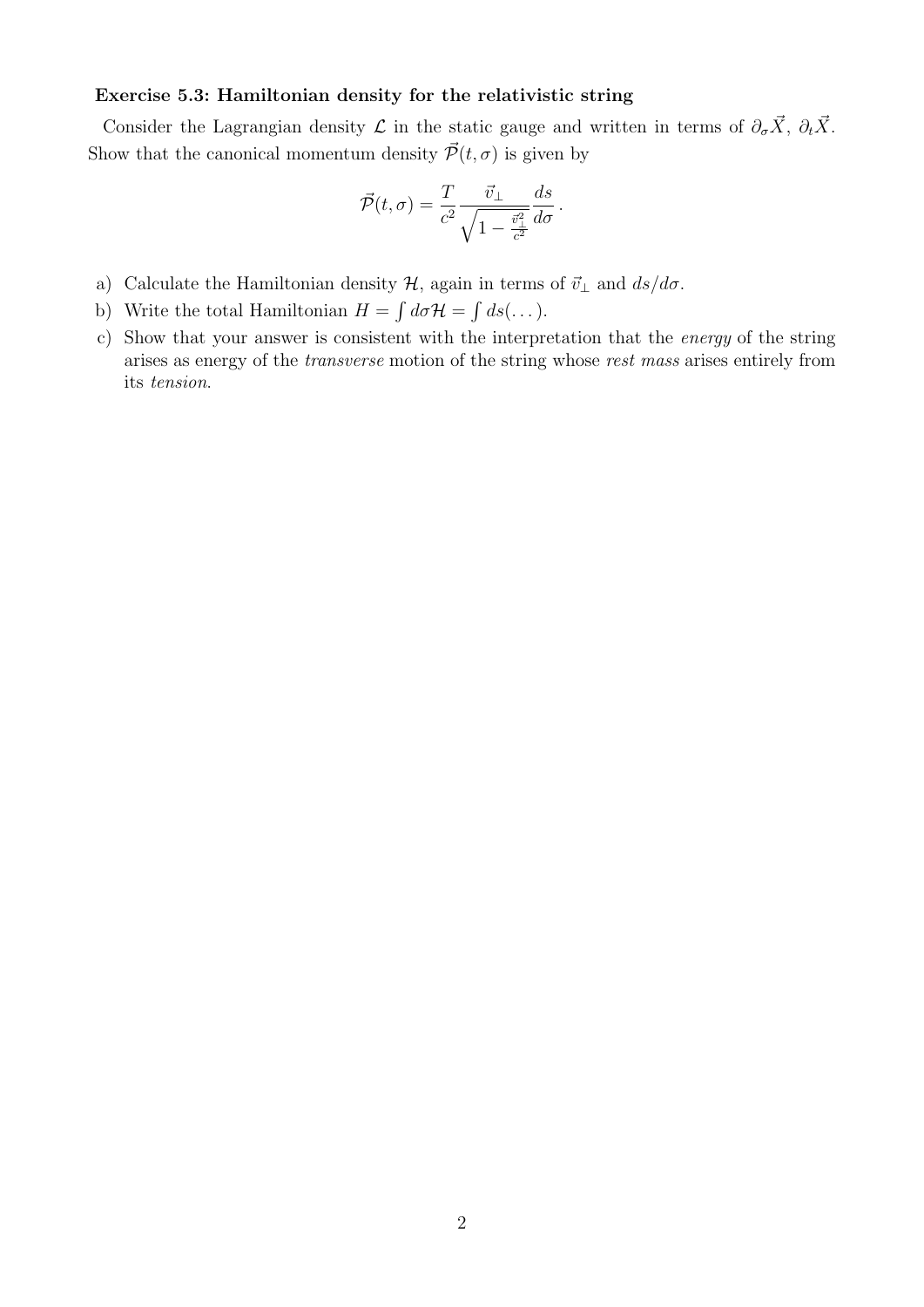**Exercise 5.3: Hamiltonian density for the relativistic string**

Consider the Lagrangian density $\mathcal{L}$ in the static gauge and written in terms of $\partial_\sigma \vec{X}$, $\partial_t \vec{X}$. Show that the canonical momentum density $\vec{\mathcal{P}}(t,\sigma)$ is given by

$$\vec{\mathcal{P}}(t,\sigma) = \frac{T}{c^2} \frac{\vec{v}_\perp}{\sqrt{1-\frac{\vec{v}_\perp^2}{c^2}}} \frac{ds}{d\sigma} .$$

a) Calculate the Hamiltonian density $\mathcal{H}$, again in terms of $\vec{v}_\perp$ and $ds/d\sigma$.

b) Write the total Hamiltonian $H = \int d\sigma \mathcal{H} = \int ds (\dots)$.

c) Show that your answer is consistent with the interpretation that the *energy* of the string arises as energy of the *transverse* motion of the string whose *rest mass* arises entirely from its *tension*.